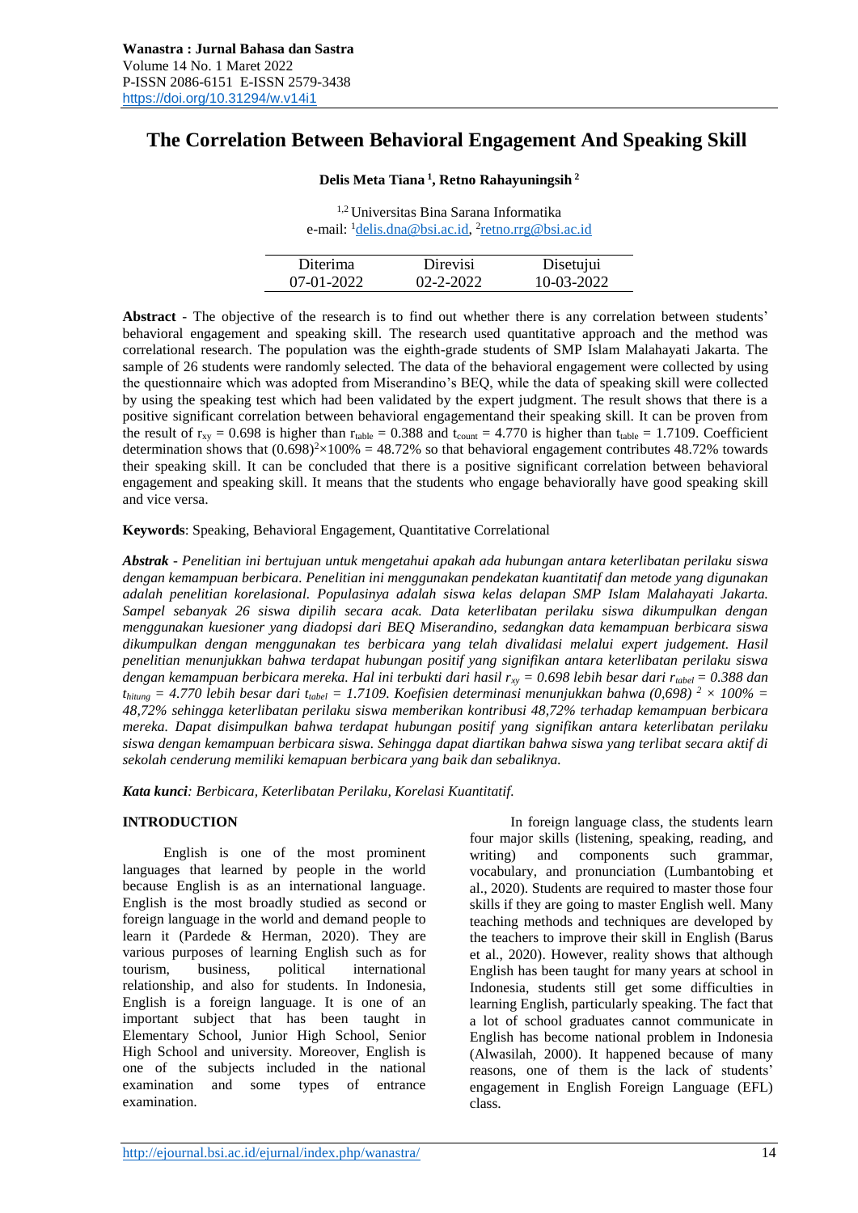# The Correlation Between Behavioral Engagement And Speaking Skill

**Delis Meta Tiana [1], Retno Rahayuningsih [2]**

[1,2] Universitas Bina Sarana Informatika
e-mail: [1]delis.dna@bsi.ac.id, [2]retno.rrg@bsi.ac.id

| Diterima | Direvisi | Disetujui |
| --- | --- | --- |
| 07-01-2022 | 02-2-2022 | 10-03-2022 |

**Abstract** - The objective of the research is to find out whether there is any correlation between students' behavioral engagement and speaking skill. The research used quantitative approach and the method was correlational research. The population was the eighth-grade students of SMP Islam Malahayati Jakarta. The sample of 26 students were randomly selected. The data of the behavioral engagement were collected by using the questionnaire which was adopted from Miserandino's BEQ, while the data of speaking skill were collected by using the speaking test which had been validated by the expert judgment. The result shows that there is a positive significant correlation between behavioral engagementand their speaking skill. It can be proven from the result of $r_{xy} = 0.698$ is higher than $r_{table} = 0.388$ and $t_{count} = 4.770$ is higher than $t_{table} = 1.7109$. Coefficient determination shows that $(0.698)^2 \times 100\% = 48.72\%$ so that behavioral engagement contributes 48.72% towards their speaking skill. It can be concluded that there is a positive significant correlation between behavioral engagement and speaking skill. It means that the students who engage behaviorally have good speaking skill and vice versa.

**Keywords**: Speaking, Behavioral Engagement, Quantitative Correlational

***Abstrak*** - *Penelitian ini bertujuan untuk mengetahui apakah ada hubungan antara keterlibatan perilaku siswa dengan kemampuan berbicara. Penelitian ini menggunakan pendekatan kuantitatif dan metode yang digunakan adalah penelitian korelasional. Populasinya adalah siswa kelas delapan SMP Islam Malahayati Jakarta. Sampel sebanyak 26 siswa dipilih secara acak. Data keterlibatan perilaku siswa dikumpulkan dengan menggunakan kuesioner yang diadopsi dari BEQ Miserandino, sedangkan data kemampuan berbicara siswa dikumpulkan dengan menggunakan tes berbicara yang telah divalidasi melalui expert judgement. Hasil penelitian menunjukkan bahwa terdapat hubungan positif yang signifikan antara keterlibatan perilaku siswa dengan kemampuan berbicara mereka. Hal ini terbukti dari hasil $r_{xy} = 0.698$ lebih besar dari $r_{tabel} = 0.388$ dan $t_{hitung} = 4.770$ lebih besar dari $t_{tabel} = 1.7109$. Koefisien determinasi menunjukkan bahwa $(0{,}698)^2 \times 100\% = 48{,}72\%$ sehingga keterlibatan perilaku siswa memberikan kontribusi 48,72% terhadap kemampuan berbicara mereka. Dapat disimpulkan bahwa terdapat hubungan positif yang signifikan antara keterlibatan perilaku siswa dengan kemampuan berbicara siswa. Sehingga dapat diartikan bahwa siswa yang terlibat secara aktif di sekolah cenderung memiliki kemapuan berbicara yang baik dan sebaliknya.*

***Kata kunci**: Berbicara, Keterlibatan Perilaku, Korelasi Kuantitatif.*

## INTRODUCTION

English is one of the most prominent languages that learned by people in the world because English is as an international language. English is the most broadly studied as second or foreign language in the world and demand people to learn it (Pardede & Herman, 2020). They are various purposes of learning English such as for tourism, business, political international relationship, and also for students. In Indonesia, English is a foreign language. It is one of an important subject that has been taught in Elementary School, Junior High School, Senior High School and university. Moreover, English is one of the subjects included in the national examination and some types of entrance examination.

In foreign language class, the students learn four major skills (listening, speaking, reading, and writing) and components such grammar, vocabulary, and pronunciation (Lumbantobing et al., 2020). Students are required to master those four skills if they are going to master English well. Many teaching methods and techniques are developed by the teachers to improve their skill in English (Barus et al., 2020). However, reality shows that although English has been taught for many years at school in Indonesia, students still get some difficulties in learning English, particularly speaking. The fact that a lot of school graduates cannot communicate in English has become national problem in Indonesia (Alwasilah, 2000). It happened because of many reasons, one of them is the lack of students' engagement in English Foreign Language (EFL) class.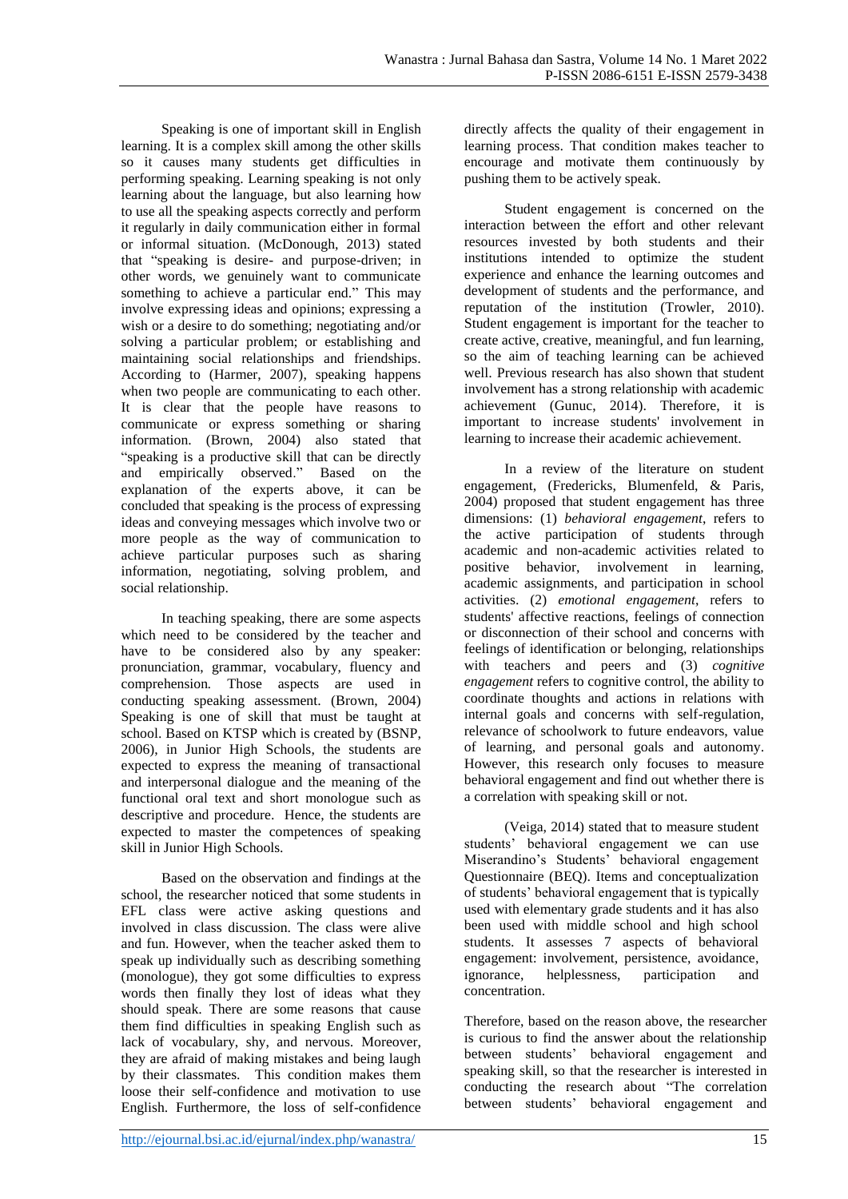Speaking is one of important skill in English learning. It is a complex skill among the other skills so it causes many students get difficulties in performing speaking. Learning speaking is not only learning about the language, but also learning how to use all the speaking aspects correctly and perform it regularly in daily communication either in formal or informal situation. (McDonough, 2013) stated that "speaking is desire- and purpose-driven; in other words, we genuinely want to communicate something to achieve a particular end." This may involve expressing ideas and opinions; expressing a wish or a desire to do something; negotiating and/or solving a particular problem; or establishing and maintaining social relationships and friendships. According to (Harmer, 2007), speaking happens when two people are communicating to each other. It is clear that the people have reasons to communicate or express something or sharing information. (Brown, 2004) also stated that "speaking is a productive skill that can be directly and empirically observed." Based on the explanation of the experts above, it can be concluded that speaking is the process of expressing ideas and conveying messages which involve two or more people as the way of communication to achieve particular purposes such as sharing information, negotiating, solving problem, and social relationship.

In teaching speaking, there are some aspects which need to be considered by the teacher and have to be considered also by any speaker: pronunciation, grammar, vocabulary, fluency and comprehension. Those aspects are used in conducting speaking assessment. (Brown, 2004) Speaking is one of skill that must be taught at school. Based on KTSP which is created by (BSNP, 2006), in Junior High Schools, the students are expected to express the meaning of transactional and interpersonal dialogue and the meaning of the functional oral text and short monologue such as descriptive and procedure. Hence, the students are expected to master the competences of speaking skill in Junior High Schools.

Based on the observation and findings at the school, the researcher noticed that some students in EFL class were active asking questions and involved in class discussion. The class were alive and fun. However, when the teacher asked them to speak up individually such as describing something (monologue), they got some difficulties to express words then finally they lost of ideas what they should speak. There are some reasons that cause them find difficulties in speaking English such as lack of vocabulary, shy, and nervous. Moreover, they are afraid of making mistakes and being laugh by their classmates. This condition makes them loose their self-confidence and motivation to use English. Furthermore, the loss of self-confidence directly affects the quality of their engagement in learning process. That condition makes teacher to encourage and motivate them continuously by pushing them to be actively speak.

Student engagement is concerned on the interaction between the effort and other relevant resources invested by both students and their institutions intended to optimize the student experience and enhance the learning outcomes and development of students and the performance, and reputation of the institution (Trowler, 2010). Student engagement is important for the teacher to create active, creative, meaningful, and fun learning, so the aim of teaching learning can be achieved well. Previous research has also shown that student involvement has a strong relationship with academic achievement (Gunuc, 2014). Therefore, it is important to increase students' involvement in learning to increase their academic achievement.

In a review of the literature on student engagement, (Fredericks, Blumenfeld, & Paris, 2004) proposed that student engagement has three dimensions: (1) *behavioral engagement*, refers to the active participation of students through academic and non-academic activities related to positive behavior, involvement in learning, academic assignments, and participation in school activities. (2) *emotional engagement*, refers to students' affective reactions, feelings of connection or disconnection of their school and concerns with feelings of identification or belonging, relationships with teachers and peers and (3) *cognitive engagement* refers to cognitive control, the ability to coordinate thoughts and actions in relations with internal goals and concerns with self-regulation, relevance of schoolwork to future endeavors, value of learning, and personal goals and autonomy. However, this research only focuses to measure behavioral engagement and find out whether there is a correlation with speaking skill or not.

(Veiga, 2014) stated that to measure student students' behavioral engagement we can use Miserandino's Students' behavioral engagement Questionnaire (BEQ). Items and conceptualization of students' behavioral engagement that is typically used with elementary grade students and it has also been used with middle school and high school students. It assesses 7 aspects of behavioral engagement: involvement, persistence, avoidance, ignorance, helplessness, participation and concentration.

Therefore, based on the reason above, the researcher is curious to find the answer about the relationship between students' behavioral engagement and speaking skill, so that the researcher is interested in conducting the research about "The correlation between students' behavioral engagement and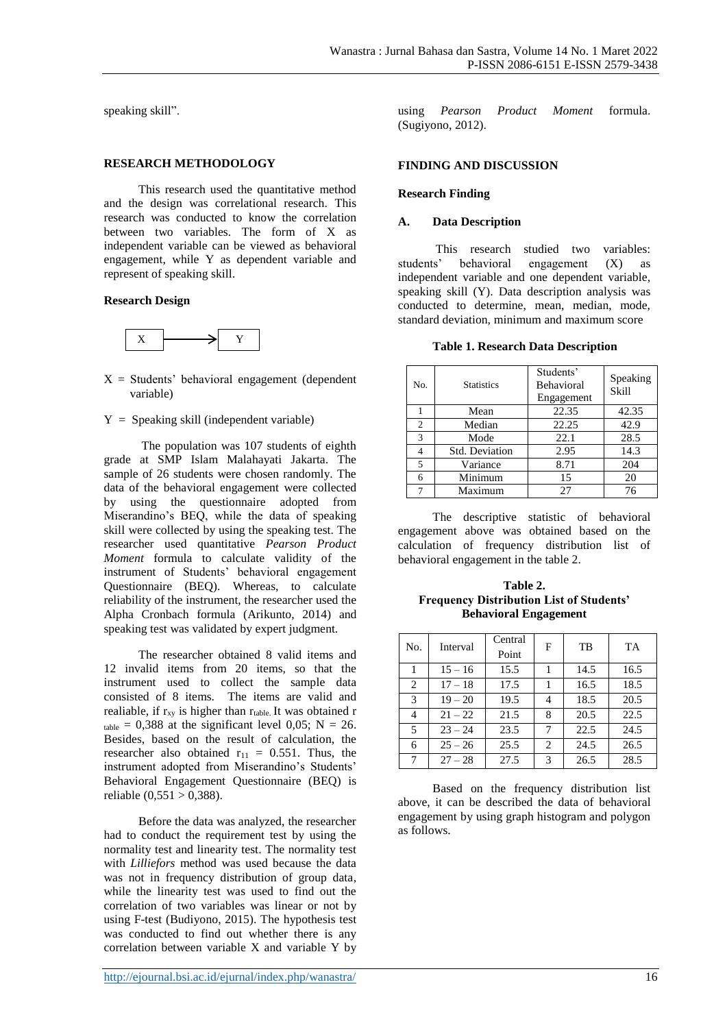speaking skill".

**RESEARCH METHODOLOGY**

This research used the quantitative method and the design was correlational research. This research was conducted to know the correlation between two variables. The form of X as independent variable can be viewed as behavioral engagement, while Y as dependent variable and represent of speaking skill.

**Research Design**

X ⟶ Y

X = Students' behavioral engagement (dependent variable)

Y = Speaking skill (independent variable)

The population was 107 students of eighth grade at SMP Islam Malahayati Jakarta. The sample of 26 students were chosen randomly. The data of the behavioral engagement were collected by using the questionnaire adopted from Miserandino's BEQ, while the data of speaking skill were collected by using the speaking test. The researcher used quantitative *Pearson Product Moment* formula to calculate validity of the instrument of Students' behavioral engagement Questionnaire (BEQ). Whereas, to calculate reliability of the instrument, the researcher used the Alpha Cronbach formula (Arikunto, 2014) and speaking test was validated by expert judgment.

The researcher obtained 8 valid items and 12 invalid items from 20 items, so that the instrument used to collect the sample data consisted of 8 items. The items are valid and realiable, if $r_{xy}$ is higher than $r_{table}$. It was obtained $r_{table}$ = 0,388 at the significant level 0,05; N = 26. Besides, based on the result of calculation, the researcher also obtained $r_{11}$ = 0.551. Thus, the instrument adopted from Miserandino's Students' Behavioral Engagement Questionnaire (BEQ) is reliable (0,551 > 0,388).

Before the data was analyzed, the researcher had to conduct the requirement test by using the normality test and linearity test. The normality test with *Lilliefors* method was used because the data was not in frequency distribution of group data, while the linearity test was used to find out the correlation of two variables was linear or not by using F-test (Budiyono, 2015). The hypothesis test was conducted to find out whether there is any correlation between variable X and variable Y by using *Pearson Product Moment* formula. (Sugiyono, 2012).

**FINDING AND DISCUSSION**

**Research Finding**

**A. Data Description**

This research studied two variables: students' behavioral engagement (X) as independent variable and one dependent variable, speaking skill (Y). Data description analysis was conducted to determine, mean, median, mode, standard deviation, minimum and maximum score

**Table 1. Research Data Description**

| No. | Statistics | Students' Behavioral Engagement | Speaking Skill |
|---|---|---|---|
| 1 | Mean | 22.35 | 42.35 |
| 2 | Median | 22.25 | 42.9 |
| 3 | Mode | 22.1 | 28.5 |
| 4 | Std. Deviation | 2.95 | 14.3 |
| 5 | Variance | 8.71 | 204 |
| 6 | Minimum | 15 | 20 |
| 7 | Maximum | 27 | 76 |

The descriptive statistic of behavioral engagement above was obtained based on the calculation of frequency distribution list of behavioral engagement in the table 2.

**Table 2.**
**Frequency Distribution List of Students' Behavioral Engagement**

| No. | Interval | Central Point | F | TB | TA |
|---|---|---|---|---|---|
| 1 | 15 – 16 | 15.5 | 1 | 14.5 | 16.5 |
| 2 | 17 – 18 | 17.5 | 1 | 16.5 | 18.5 |
| 3 | 19 – 20 | 19.5 | 4 | 18.5 | 20.5 |
| 4 | 21 – 22 | 21.5 | 8 | 20.5 | 22.5 |
| 5 | 23 – 24 | 23.5 | 7 | 22.5 | 24.5 |
| 6 | 25 – 26 | 25.5 | 2 | 24.5 | 26.5 |
| 7 | 27 – 28 | 27.5 | 3 | 26.5 | 28.5 |

Based on the frequency distribution list above, it can be described the data of behavioral engagement by using graph histogram and polygon as follows.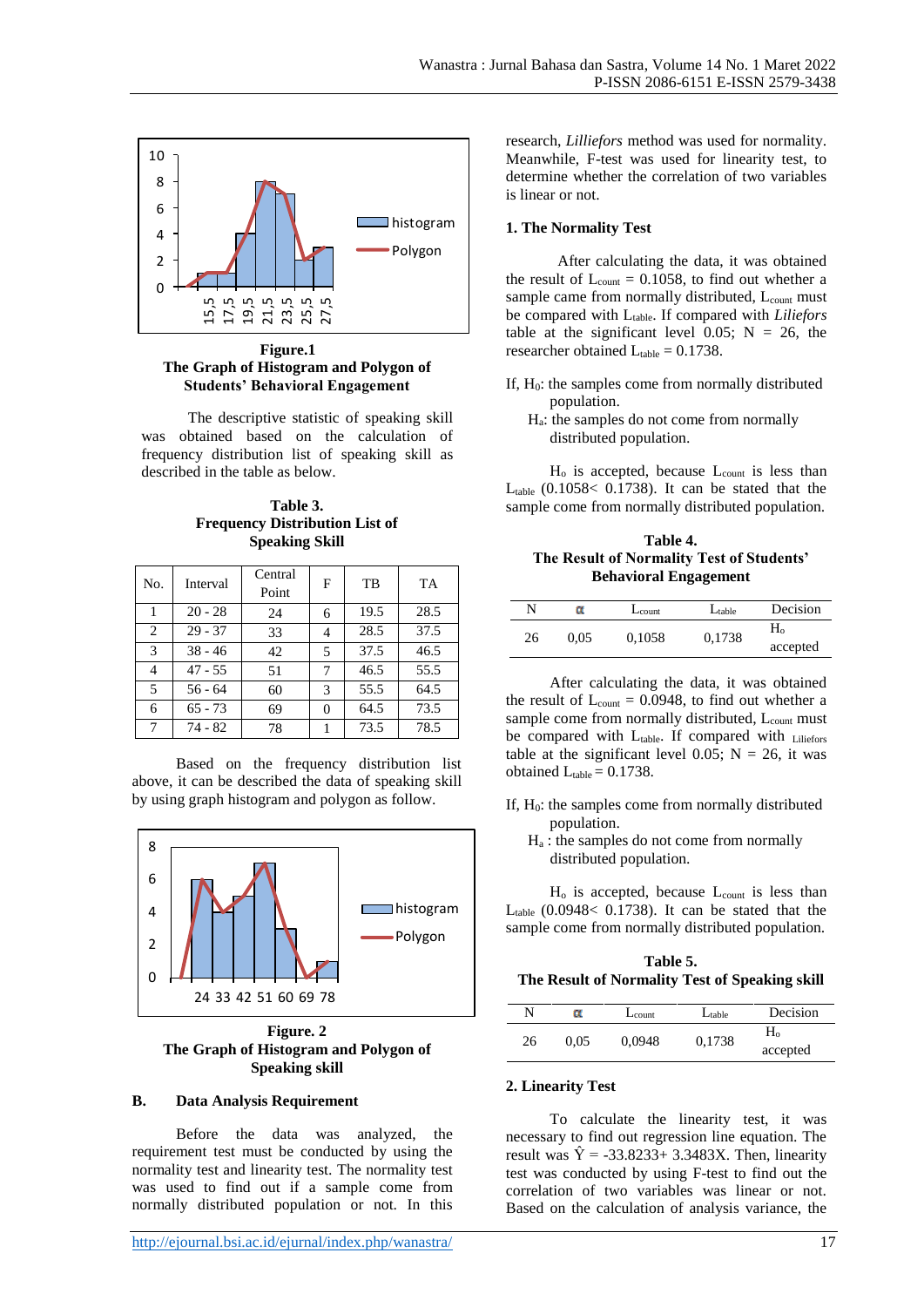**Figure.1**
**The Graph of Histogram and Polygon of Students' Behavioral Engagement**

The descriptive statistic of speaking skill was obtained based on the calculation of frequency distribution list of speaking skill as described in the table as below.

**Table 3.**
**Frequency Distribution List of Speaking Skill**

| No. | Interval | Central Point | F | TB | TA |
|---|---|---|---|---|---|
| 1 | 20 - 28 | 24 | 6 | 19.5 | 28.5 |
| 2 | 29 - 37 | 33 | 4 | 28.5 | 37.5 |
| 3 | 38 - 46 | 42 | 5 | 37.5 | 46.5 |
| 4 | 47 - 55 | 51 | 7 | 46.5 | 55.5 |
| 5 | 56 - 64 | 60 | 3 | 55.5 | 64.5 |
| 6 | 65 - 73 | 69 | 0 | 64.5 | 73.5 |
| 7 | 74 - 82 | 78 | 1 | 73.5 | 78.5 |

Based on the frequency distribution list above, it can be described the data of speaking skill by using graph histogram and polygon as follow.

**Figure. 2**
**The Graph of Histogram and Polygon of Speaking skill**

## B. Data Analysis Requirement

Before the data was analyzed, the requirement test must be conducted by using the normality test and linearity test. The normality test was used to find out if a sample come from normally distributed population or not. In this research, *Lilliefors* method was used for normality. Meanwhile, F-test was used for linearity test, to determine whether the correlation of two variables is linear or not.

### 1. The Normality Test

After calculating the data, it was obtained the result of $L_{count}$ = 0.1058, to find out whether a sample came from normally distributed, $L_{count}$ must be compared with $L_{table}$. If compared with *Liliefors* table at the significant level 0.05; N = 26, the researcher obtained $L_{table}$ = 0.1738.

If, $H_0$: the samples come from normally distributed population.
$H_a$: the samples do not come from normally distributed population.

$H_o$ is accepted, because $L_{count}$ is less than $L_{table}$ (0.1058< 0.1738). It can be stated that the sample come from normally distributed population.

**Table 4.**
**The Result of Normality Test of Students' Behavioral Engagement**

| N | α | $L_{count}$ | $L_{table}$ | Decision |
|---|---|---|---|---|
| 26 | 0,05 | 0,1058 | 0,1738 | $H_o$ accepted |

After calculating the data, it was obtained the result of $L_{count}$ = 0.0948, to find out whether a sample come from normally distributed, $L_{count}$ must be compared with $L_{table}$. If compared with Liliefors table at the significant level 0.05; N = 26, it was obtained $L_{table}$ = 0.1738.

If, $H_0$: the samples come from normally distributed population.
$H_a$ : the samples do not come from normally distributed population.

$H_o$ is accepted, because $L_{count}$ is less than $L_{table}$ (0.0948< 0.1738). It can be stated that the sample come from normally distributed population.

**Table 5.**
**The Result of Normality Test of Speaking skill**

| N | α | $L_{count}$ | $L_{table}$ | Decision |
|---|---|---|---|---|
| 26 | 0,05 | 0,0948 | 0,1738 | $H_o$ accepted |

### 2. Linearity Test

To calculate the linearity test, it was necessary to find out regression line equation. The result was $\hat{Y}$ = -33.8233+ 3.3483X. Then, linearity test was conducted by using F-test to find out the correlation of two variables was linear or not. Based on the calculation of analysis variance, the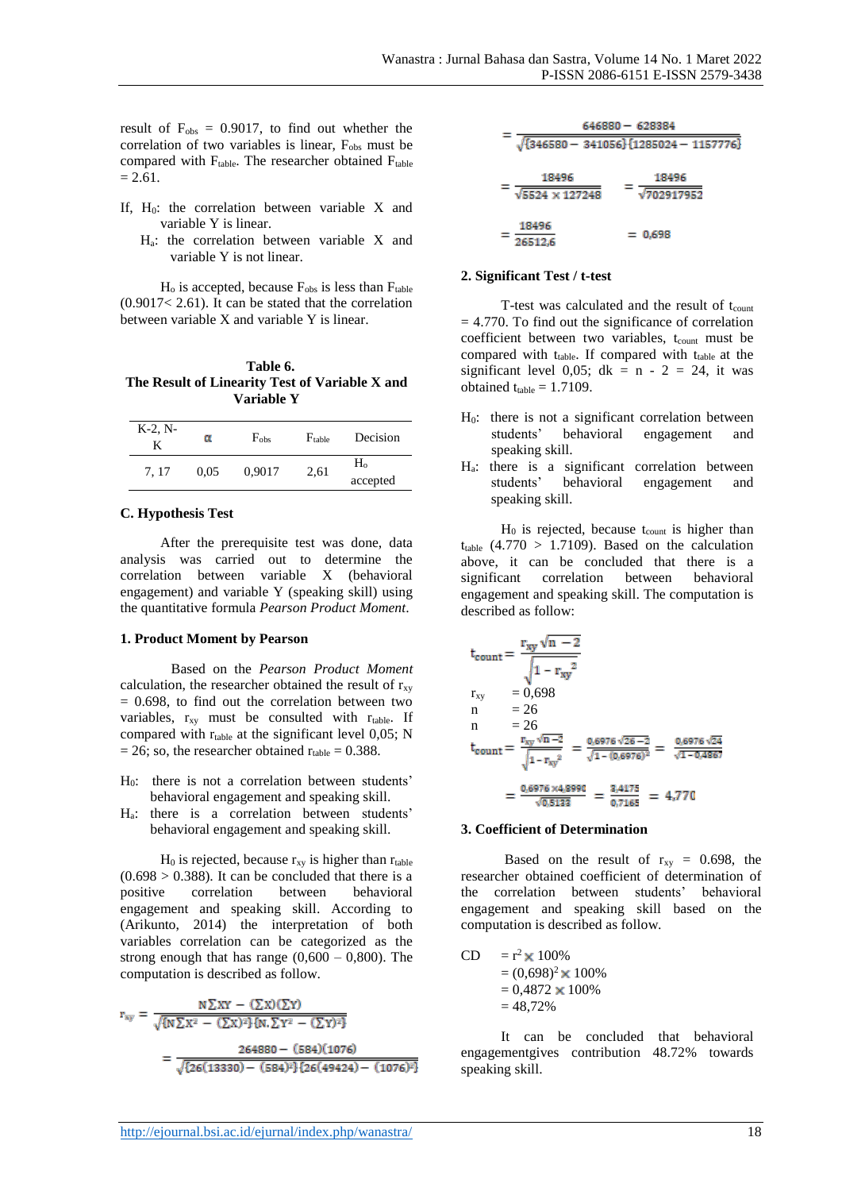result of $F_{obs}$ = 0.9017, to find out whether the correlation of two variables is linear, $F_{obs}$ must be compared with $F_{table}$. The researcher obtained $F_{table}$ = 2.61.

If, $H_0$: the correlation between variable X and variable Y is linear.
$H_a$: the correlation between variable X and variable Y is not linear.

$H_o$ is accepted, because $F_{obs}$ is less than $F_{table}$ (0.9017< 2.61). It can be stated that the correlation between variable X and variable Y is linear.

**Table 6.**
**The Result of Linearity Test of Variable X and Variable Y**

| K-2, N-K | α | $F_{obs}$ | $F_{table}$ | Decision |
|---|---|---|---|---|
| 7, 17 | 0,05 | 0,9017 | 2,61 | $H_o$ accepted |

### C. Hypothesis Test

After the prerequisite test was done, data analysis was carried out to determine the correlation between variable X (behavioral engagement) and variable Y (speaking skill) using the quantitative formula *Pearson Product Moment*.

#### 1. Product Moment by Pearson

Based on the *Pearson Product Moment* calculation, the researcher obtained the result of $r_{xy}$ = 0.698, to find out the correlation between two variables, $r_{xy}$ must be consulted with $r_{table}$. If compared with $r_{table}$ at the significant level 0,05; N = 26; so, the researcher obtained $r_{table}$ = 0.388.

$H_0$: there is not a correlation between students' behavioral engagement and speaking skill.
$H_a$: there is a correlation between students' behavioral engagement and speaking skill.

$H_0$ is rejected, because $r_{xy}$ is higher than $r_{table}$ (0.698 > 0.388). It can be concluded that there is a positive correlation between behavioral engagement and speaking skill. According to (Arikunto, 2014) the interpretation of both variables correlation can be categorized as the strong enough that has range (0,600 – 0,800). The computation is described as follow.

$$r_{xy} = \frac{N\sum XY - (\sum X)(\sum Y)}{\sqrt{\{N\sum X^2 - (\sum X)^2\}\{N.\sum Y^2 - (\sum Y)^2\}}}$$

$$= \frac{264880 - (584)(1076)}{\sqrt{\{26(13330) - (584)^2\}\{26(49424) - (1076)^2\}}}$$

$$= \frac{646880 - 628384}{\sqrt{\{346580 - 341056\}\{1285024 - 1157776\}}}$$

$$= \frac{18496}{\sqrt{5524 \times 127248}} = \frac{18496}{\sqrt{702917952}}$$

$$= \frac{18496}{26512{,}6} = 0{,}698$$

#### 2. Significant Test / t-test

T-test was calculated and the result of $t_{count}$ = 4.770. To find out the significance of correlation coefficient between two variables, $t_{count}$ must be compared with $t_{table}$. If compared with $t_{table}$ at the significant level 0,05; dk = n - 2 = 24, it was obtained $t_{table}$ = 1.7109.

$H_0$: there is not a significant correlation between students' behavioral engagement and speaking skill.
$H_a$: there is a significant correlation between students' behavioral engagement and speaking skill.

$H_0$ is rejected, because $t_{count}$ is higher than $t_{table}$ (4.770 > 1.7109). Based on the calculation above, it can be concluded that there is a significant correlation between behavioral engagement and speaking skill. The computation is described as follow:

$$t_{count} = \frac{r_{xy}\sqrt{n-2}}{\sqrt{1-r_{xy}^2}}$$

$r_{xy}$ = 0,698
n = 26
n = 26

$$t_{count} = \frac{r_{xy}\sqrt{n-2}}{\sqrt{1-r_{xy}^2}} = \frac{0{,}6976\sqrt{26-2}}{\sqrt{1-(0{,}6976)^2}} = \frac{0{,}6976\sqrt{24}}{\sqrt{1-0{,}4867}}$$

$$= \frac{0{,}6976 \times 4{,}8990}{\sqrt{0{,}5133}} = \frac{3{,}4175}{0{,}7165} = 4{,}770$$

#### 3. Coefficient of Determination

Based on the result of $r_{xy}$ = 0.698, the researcher obtained coefficient of determination of the correlation between students' behavioral engagement and speaking skill based on the computation is described as follow.

$$\begin{aligned} CD &= r^2 \times 100\% \\ &= (0{,}698)^2 \times 100\% \\ &= 0{,}4872 \times 100\% \\ &= 48{,}72\% \end{aligned}$$

It can be concluded that behavioral engagementgives contribution 48.72% towards speaking skill.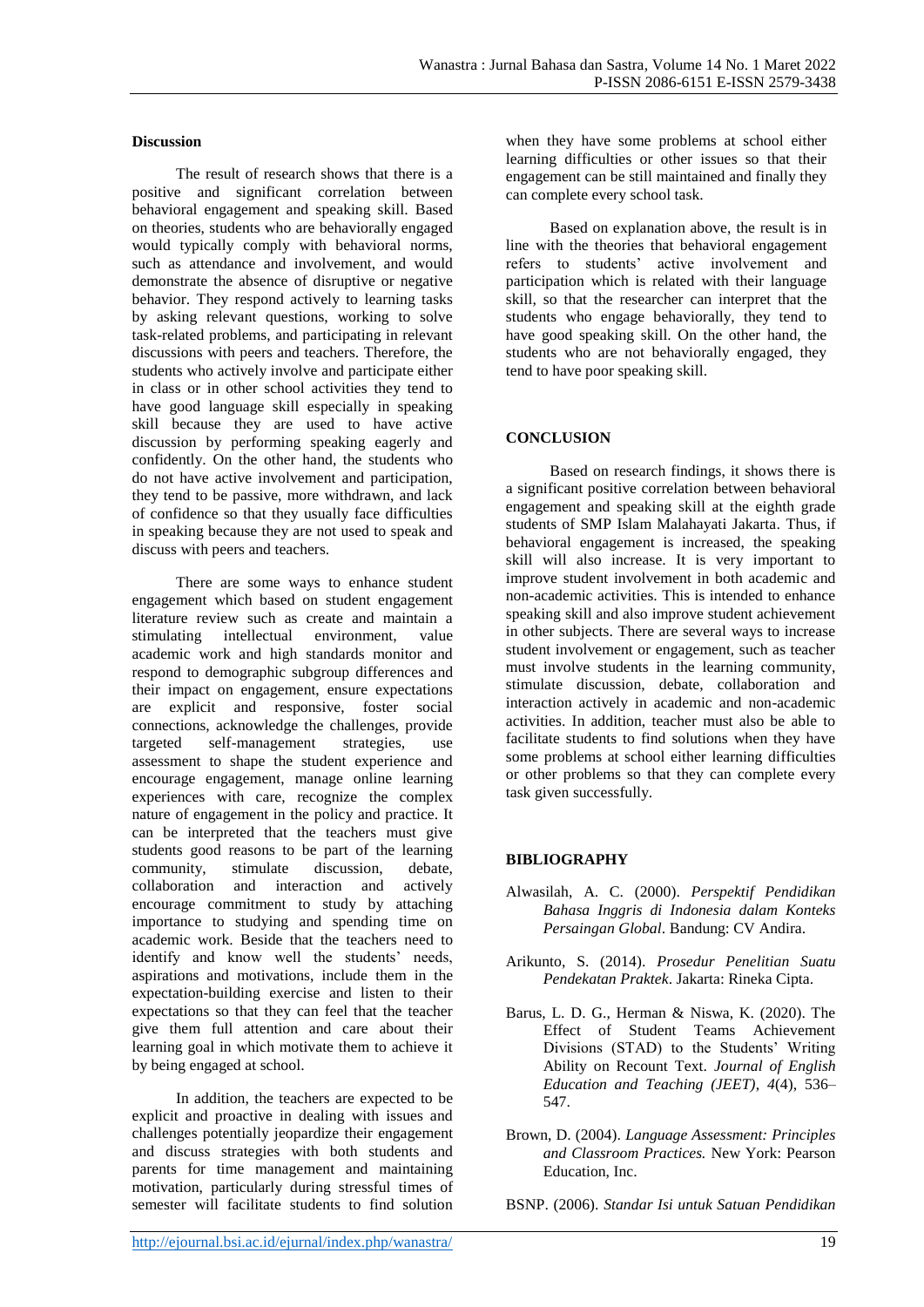**Discussion**

The result of research shows that there is a positive and significant correlation between behavioral engagement and speaking skill. Based on theories, students who are behaviorally engaged would typically comply with behavioral norms, such as attendance and involvement, and would demonstrate the absence of disruptive or negative behavior. They respond actively to learning tasks by asking relevant questions, working to solve task-related problems, and participating in relevant discussions with peers and teachers. Therefore, the students who actively involve and participate either in class or in other school activities they tend to have good language skill especially in speaking skill because they are used to have active discussion by performing speaking eagerly and confidently. On the other hand, the students who do not have active involvement and participation, they tend to be passive, more withdrawn, and lack of confidence so that they usually face difficulties in speaking because they are not used to speak and discuss with peers and teachers.

There are some ways to enhance student engagement which based on student engagement literature review such as create and maintain a stimulating intellectual environment, value academic work and high standards monitor and respond to demographic subgroup differences and their impact on engagement, ensure expectations are explicit and responsive, foster social connections, acknowledge the challenges, provide targeted self-management strategies, use assessment to shape the student experience and encourage engagement, manage online learning experiences with care, recognize the complex nature of engagement in the policy and practice. It can be interpreted that the teachers must give students good reasons to be part of the learning community, stimulate discussion, debate, collaboration and interaction and actively encourage commitment to study by attaching importance to studying and spending time on academic work. Beside that the teachers need to identify and know well the students' needs, aspirations and motivations, include them in the expectation-building exercise and listen to their expectations so that they can feel that the teacher give them full attention and care about their learning goal in which motivate them to achieve it by being engaged at school.

In addition, the teachers are expected to be explicit and proactive in dealing with issues and challenges potentially jeopardize their engagement and discuss strategies with both students and parents for time management and maintaining motivation, particularly during stressful times of semester will facilitate students to find solution when they have some problems at school either learning difficulties or other issues so that their engagement can be still maintained and finally they can complete every school task.

Based on explanation above, the result is in line with the theories that behavioral engagement refers to students' active involvement and participation which is related with their language skill, so that the researcher can interpret that the students who engage behaviorally, they tend to have good speaking skill. On the other hand, the students who are not behaviorally engaged, they tend to have poor speaking skill.

## CONCLUSION

Based on research findings, it shows there is a significant positive correlation between behavioral engagement and speaking skill at the eighth grade students of SMP Islam Malahayati Jakarta. Thus, if behavioral engagement is increased, the speaking skill will also increase. It is very important to improve student involvement in both academic and non-academic activities. This is intended to enhance speaking skill and also improve student achievement in other subjects. There are several ways to increase student involvement or engagement, such as teacher must involve students in the learning community, stimulate discussion, debate, collaboration and interaction actively in academic and non-academic activities. In addition, teacher must also be able to facilitate students to find solutions when they have some problems at school either learning difficulties or other problems so that they can complete every task given successfully.

## BIBLIOGRAPHY

Alwasilah, A. C. (2000). *Perspektif Pendidikan Bahasa Inggris di Indonesia dalam Konteks Persaingan Global*. Bandung: CV Andira.

Arikunto, S. (2014). *Prosedur Penelitian Suatu Pendekatan Praktek*. Jakarta: Rineka Cipta.

Barus, L. D. G., Herman & Niswa, K. (2020). The Effect of Student Teams Achievement Divisions (STAD) to the Students' Writing Ability on Recount Text. *Journal of English Education and Teaching (JEET), 4*(4), 536–547.

Brown, D. (2004). *Language Assessment: Principles and Classroom Practices.* New York: Pearson Education, Inc.

BSNP. (2006). *Standar Isi untuk Satuan Pendidikan*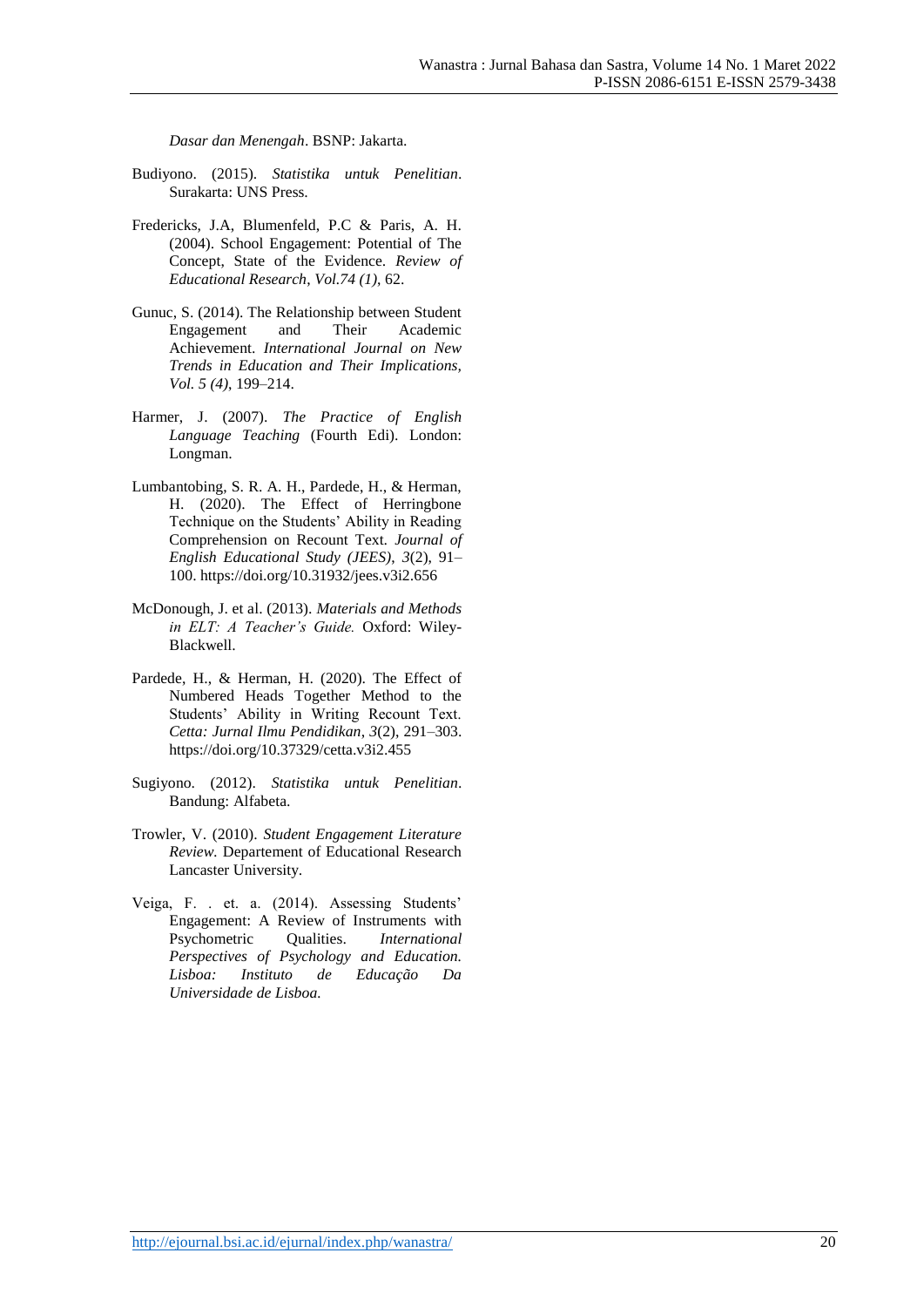*Dasar dan Menengah*. BSNP: Jakarta.

Budiyono. (2015). *Statistika untuk Penelitian*. Surakarta: UNS Press.

Fredericks, J.A, Blumenfeld, P.C & Paris, A. H. (2004). School Engagement: Potential of The Concept, State of the Evidence. *Review of Educational Research*, *Vol.74 (1)*, 62.

Gunuc, S. (2014). The Relationship between Student Engagement and Their Academic Achievement. *International Journal on New Trends in Education and Their Implications, Vol. 5 (4)*, 199–214.

Harmer, J. (2007). *The Practice of English Language Teaching* (Fourth Edi). London: Longman.

Lumbantobing, S. R. A. H., Pardede, H., & Herman, H. (2020). The Effect of Herringbone Technique on the Students' Ability in Reading Comprehension on Recount Text. *Journal of English Educational Study (JEES)*, *3*(2), 91–100. https://doi.org/10.31932/jees.v3i2.656

McDonough, J. et al. (2013). *Materials and Methods in ELT: A Teacher's Guide.* Oxford: Wiley-Blackwell.

Pardede, H., & Herman, H. (2020). The Effect of Numbered Heads Together Method to the Students' Ability in Writing Recount Text. *Cetta: Jurnal Ilmu Pendidikan*, *3*(2), 291–303. https://doi.org/10.37329/cetta.v3i2.455

Sugiyono. (2012). *Statistika untuk Penelitian*. Bandung: Alfabeta.

Trowler, V. (2010). *Student Engagement Literature Review.* Departement of Educational Research Lancaster University.

Veiga, F. . et. a. (2014). Assessing Students' Engagement: A Review of Instruments with Psychometric Qualities. *International Perspectives of Psychology and Education. Lisboa: Instituto de Educação Da Universidade de Lisboa.*